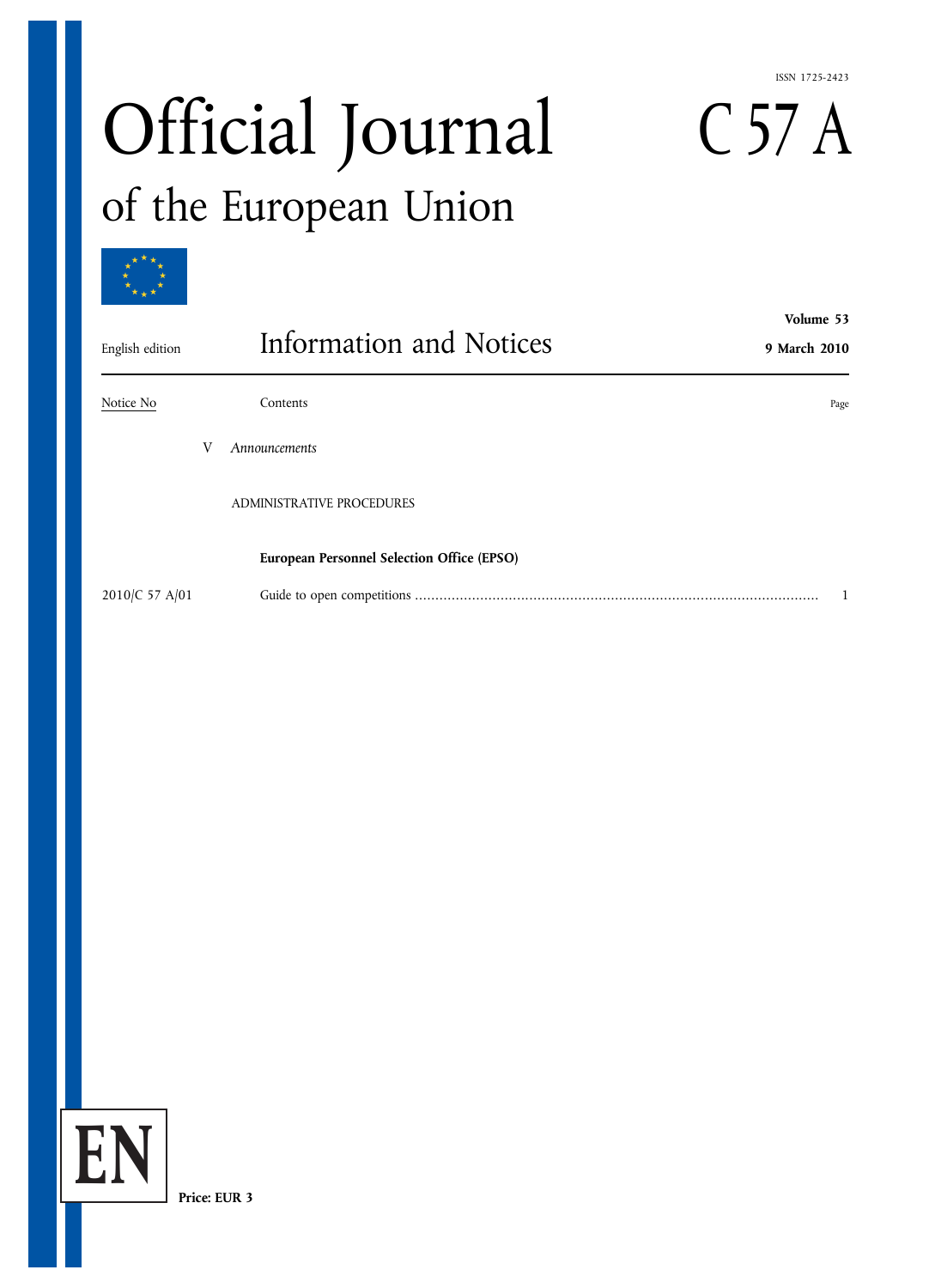ISSN 1725-2423

# Official Journal of the European Union

# C 57 A

English edition

## Information and Notices

**Volume 53**

**9 March 2010**

| Notice No | Contents | Page |
|---|---|---|
| | V *Announcements* | |
| | ADMINISTRATIVE PROCEDURES | |
| | **European Personnel Selection Office (EPSO)** | |
| 2010/C 57 A/01 | Guide to open competitions | 1 |

EN

**Price: EUR 3**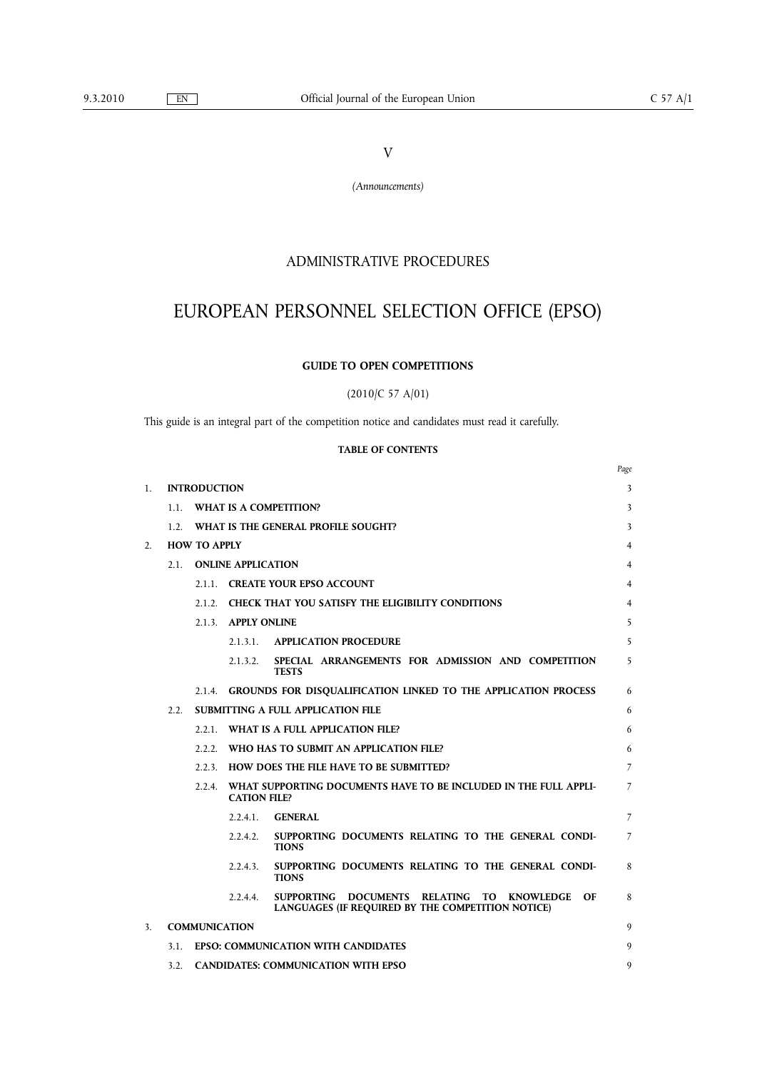V

*(Announcements)*

ADMINISTRATIVE PROCEDURES

# EUROPEAN PERSONNEL SELECTION OFFICE (EPSO)

## GUIDE TO OPEN COMPETITIONS

(2010/C 57 A/01)

This guide is an integral part of the competition notice and candidates must read it carefully.

**TABLE OF CONTENTS**

| | | | | *Page* |
|---|---|---|---|---|
| 1. | **INTRODUCTION** | | | 3 |
| | 1.1. | **WHAT IS A COMPETITION?** | | 3 |
| | 1.2. | **WHAT IS THE GENERAL PROFILE SOUGHT?** | | 3 |
| 2. | **HOW TO APPLY** | | | 4 |
| | 2.1. | **ONLINE APPLICATION** | | 4 |
| | | 2.1.1. | **CREATE YOUR EPSO ACCOUNT** | 4 |
| | | 2.1.2. | **CHECK THAT YOU SATISFY THE ELIGIBILITY CONDITIONS** | 4 |
| | | 2.1.3. | **APPLY ONLINE** | 5 |
| | | 2.1.3.1. | **APPLICATION PROCEDURE** | 5 |
| | | 2.1.3.2. | **SPECIAL ARRANGEMENTS FOR ADMISSION AND COMPETITION TESTS** | 5 |
| | | 2.1.4. | **GROUNDS FOR DISQUALIFICATION LINKED TO THE APPLICATION PROCESS** | 6 |
| | 2.2. | **SUBMITTING A FULL APPLICATION FILE** | | 6 |
| | | 2.2.1. | **WHAT IS A FULL APPLICATION FILE?** | 6 |
| | | 2.2.2. | **WHO HAS TO SUBMIT AN APPLICATION FILE?** | 6 |
| | | 2.2.3. | **HOW DOES THE FILE HAVE TO BE SUBMITTED?** | 7 |
| | | 2.2.4. | **WHAT SUPPORTING DOCUMENTS HAVE TO BE INCLUDED IN THE FULL APPLICATION FILE?** | 7 |
| | | 2.2.4.1. | **GENERAL** | 7 |
| | | 2.2.4.2. | **SUPPORTING DOCUMENTS RELATING TO THE GENERAL CONDITIONS** | 7 |
| | | 2.2.4.3. | **SUPPORTING DOCUMENTS RELATING TO THE GENERAL CONDITIONS** | 8 |
| | | 2.2.4.4. | **SUPPORTING DOCUMENTS RELATING TO KNOWLEDGE OF LANGUAGES (IF REQUIRED BY THE COMPETITION NOTICE)** | 8 |
| 3. | **COMMUNICATION** | | | 9 |
| | 3.1. | **EPSO: COMMUNICATION WITH CANDIDATES** | | 9 |
| | 3.2. | **CANDIDATES: COMMUNICATION WITH EPSO** | | 9 |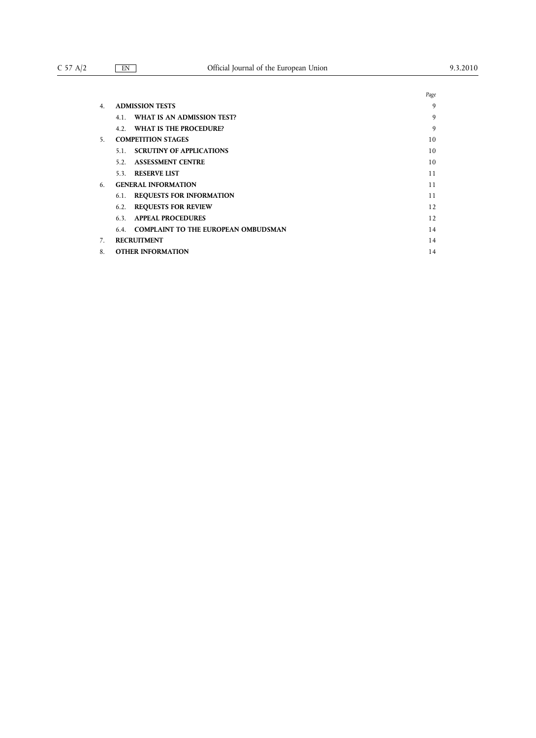| | | Page |
|---|---|---|
| 4. | **ADMISSION TESTS** | 9 |
| | 4.1. **WHAT IS AN ADMISSION TEST?** | 9 |
| | 4.2. **WHAT IS THE PROCEDURE?** | 9 |
| 5. | **COMPETITION STAGES** | 10 |
| | 5.1. **SCRUTINY OF APPLICATIONS** | 10 |
| | 5.2. **ASSESSMENT CENTRE** | 10 |
| | 5.3. **RESERVE LIST** | 11 |
| 6. | **GENERAL INFORMATION** | 11 |
| | 6.1. **REQUESTS FOR INFORMATION** | 11 |
| | 6.2. **REQUESTS FOR REVIEW** | 12 |
| | 6.3. **APPEAL PROCEDURES** | 12 |
| | 6.4. **COMPLAINT TO THE EUROPEAN OMBUDSMAN** | 14 |
| 7. | **RECRUITMENT** | 14 |
| 8. | **OTHER INFORMATION** | 14 |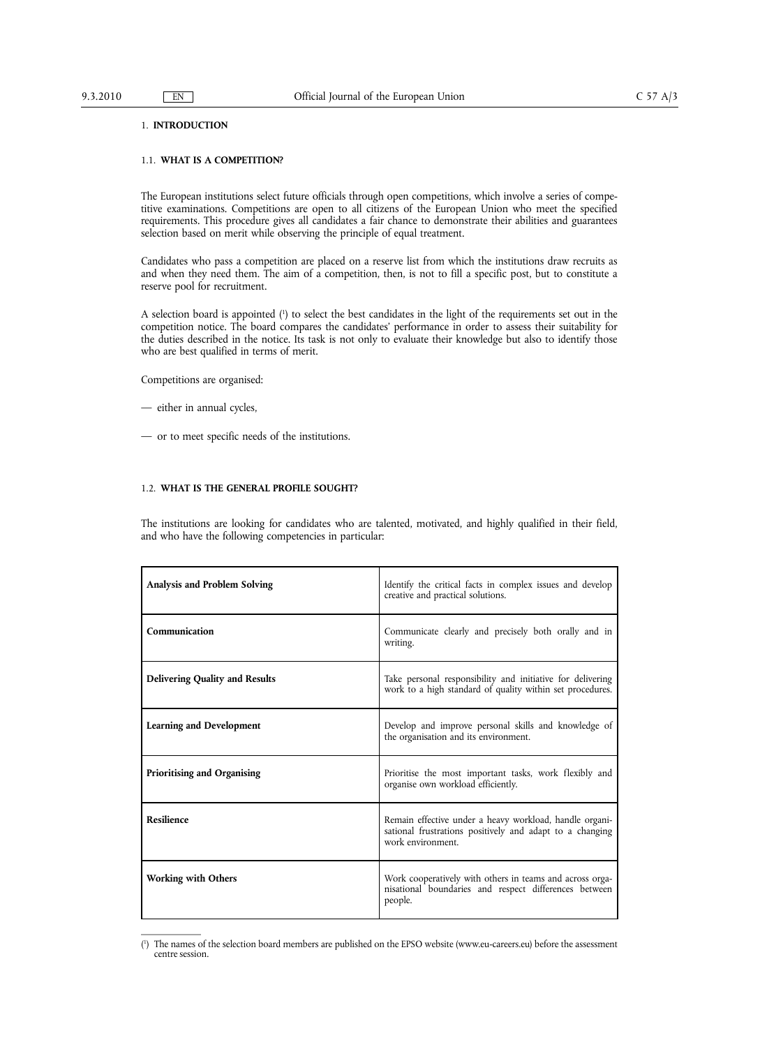# 1. INTRODUCTION

## 1.1. WHAT IS A COMPETITION?

The European institutions select future officials through open competitions, which involve a series of competitive examinations. Competitions are open to all citizens of the European Union who meet the specified requirements. This procedure gives all candidates a fair chance to demonstrate their abilities and guarantees selection based on merit while observing the principle of equal treatment.

Candidates who pass a competition are placed on a reserve list from which the institutions draw recruits as and when they need them. The aim of a competition, then, is not to fill a specific post, but to constitute a reserve pool for recruitment.

A selection board is appointed [1] to select the best candidates in the light of the requirements set out in the competition notice. The board compares the candidates' performance in order to assess their suitability for the duties described in the notice. Its task is not only to evaluate their knowledge but also to identify those who are best qualified in terms of merit.

Competitions are organised:

— either in annual cycles,

— or to meet specific needs of the institutions.

## 1.2. WHAT IS THE GENERAL PROFILE SOUGHT?

The institutions are looking for candidates who are talented, motivated, and highly qualified in their field, and who have the following competencies in particular:

| | |
|---|---|
| **Analysis and Problem Solving** | Identify the critical facts in complex issues and develop creative and practical solutions. |
| **Communication** | Communicate clearly and precisely both orally and in writing. |
| **Delivering Quality and Results** | Take personal responsibility and initiative for delivering work to a high standard of quality within set procedures. |
| **Learning and Development** | Develop and improve personal skills and knowledge of the organisation and its environment. |
| **Prioritising and Organising** | Prioritise the most important tasks, work flexibly and organise own workload efficiently. |
| **Resilience** | Remain effective under a heavy workload, handle organisational frustrations positively and adapt to a changing work environment. |
| **Working with Others** | Work cooperatively with others in teams and across organisational boundaries and respect differences between people. |

[1] The names of the selection board members are published on the EPSO website (www.eu-careers.eu) before the assessment centre session.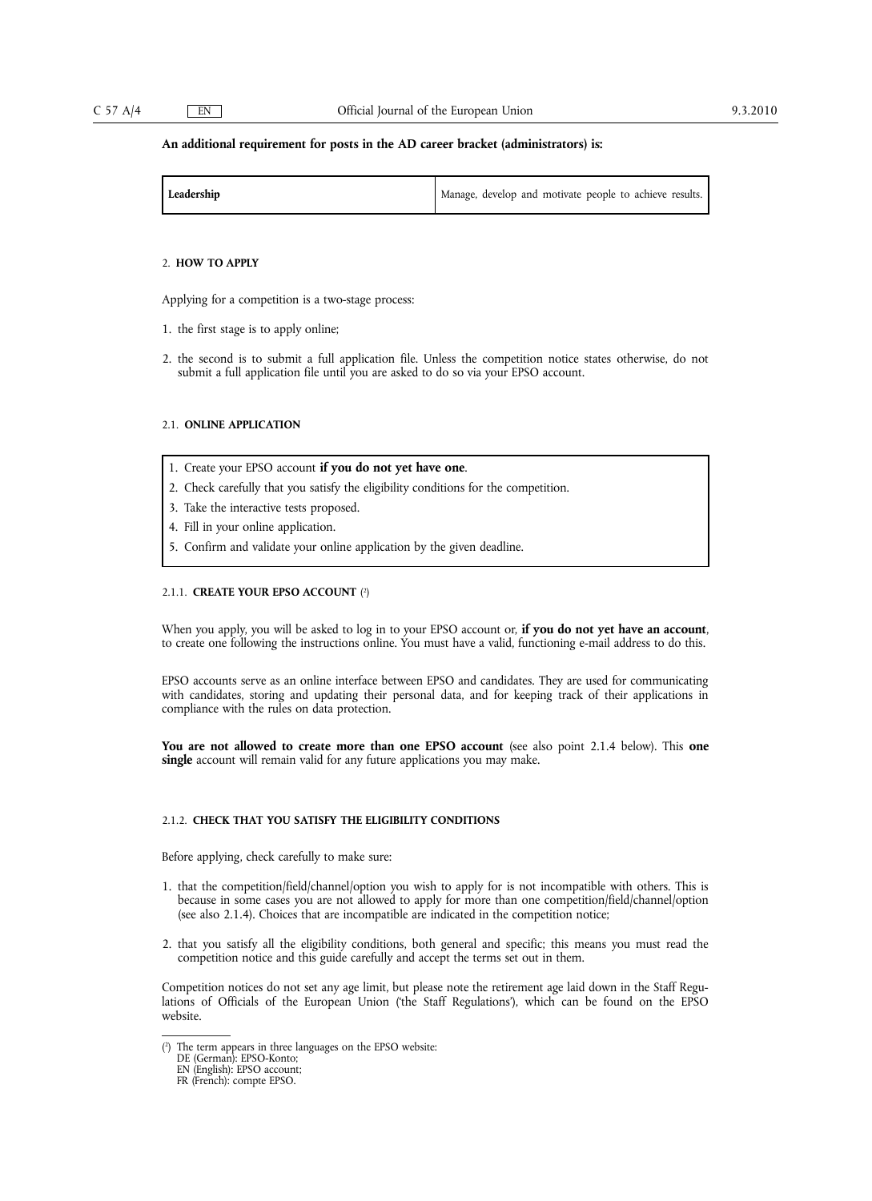**An additional requirement for posts in the AD career bracket (administrators) is:**

| **Leadership** | Manage, develop and motivate people to achieve results. |
|---|---|

## 2. HOW TO APPLY

Applying for a competition is a two-stage process:

1. the first stage is to apply online;
2. the second is to submit a full application file. Unless the competition notice states otherwise, do not submit a full application file until you are asked to do so via your EPSO account.

### 2.1. ONLINE APPLICATION

1. Create your EPSO account **if you do not yet have one**.
2. Check carefully that you satisfy the eligibility conditions for the competition.
3. Take the interactive tests proposed.
4. Fill in your online application.
5. Confirm and validate your online application by the given deadline.

#### 2.1.1. CREATE YOUR EPSO ACCOUNT [2]

When you apply, you will be asked to log in to your EPSO account or, **if you do not yet have an account**, to create one following the instructions online. You must have a valid, functioning e-mail address to do this.

EPSO accounts serve as an online interface between EPSO and candidates. They are used for communicating with candidates, storing and updating their personal data, and for keeping track of their applications in compliance with the rules on data protection.

**You are not allowed to create more than one EPSO account** (see also point 2.1.4 below). This **one single** account will remain valid for any future applications you may make.

#### 2.1.2. CHECK THAT YOU SATISFY THE ELIGIBILITY CONDITIONS

Before applying, check carefully to make sure:

1. that the competition/field/channel/option you wish to apply for is not incompatible with others. This is because in some cases you are not allowed to apply for more than one competition/field/channel/option (see also 2.1.4). Choices that are incompatible are indicated in the competition notice;
2. that you satisfy all the eligibility conditions, both general and specific; this means you must read the competition notice and this guide carefully and accept the terms set out in them.

Competition notices do not set any age limit, but please note the retirement age laid down in the Staff Regulations of Officials of the European Union ('the Staff Regulations'), which can be found on the EPSO website.

---

[2] The term appears in three languages on the EPSO website:
DE (German): EPSO-Konto;
EN (English): EPSO account;
FR (French): compte EPSO.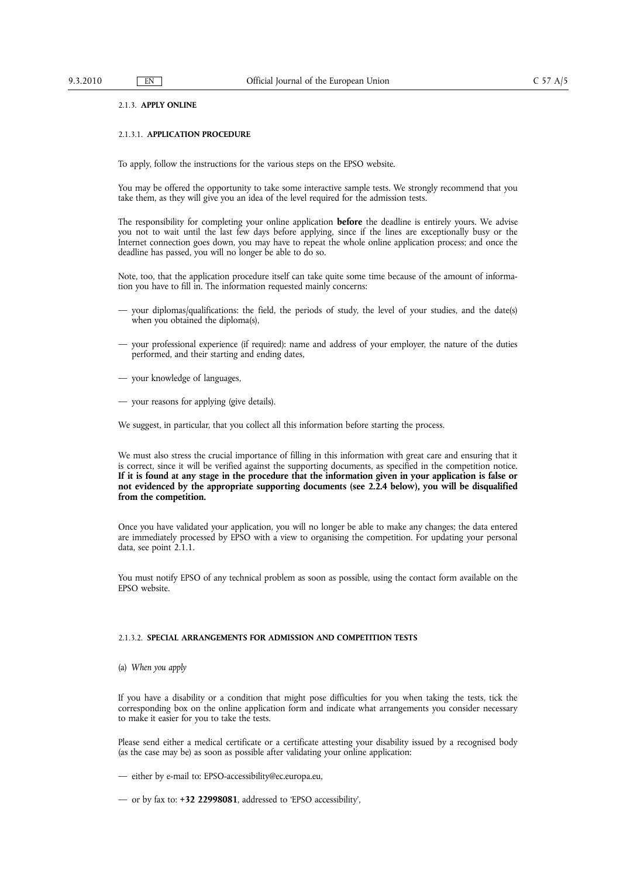#### 2.1.3. **APPLY ONLINE**

##### 2.1.3.1. **APPLICATION PROCEDURE**

To apply, follow the instructions for the various steps on the EPSO website.

You may be offered the opportunity to take some interactive sample tests. We strongly recommend that you take them, as they will give you an idea of the level required for the admission tests.

The responsibility for completing your online application **before** the deadline is entirely yours. We advise you not to wait until the last few days before applying, since if the lines are exceptionally busy or the Internet connection goes down, you may have to repeat the whole online application process; and once the deadline has passed, you will no longer be able to do so.

Note, too, that the application procedure itself can take quite some time because of the amount of information you have to fill in. The information requested mainly concerns:

- your diplomas/qualifications: the field, the periods of study, the level of your studies, and the date(s) when you obtained the diploma(s),
- your professional experience (if required): name and address of your employer, the nature of the duties performed, and their starting and ending dates,
- your knowledge of languages,
- your reasons for applying (give details).

We suggest, in particular, that you collect all this information before starting the process.

We must also stress the crucial importance of filling in this information with great care and ensuring that it is correct, since it will be verified against the supporting documents, as specified in the competition notice. **If it is found at any stage in the procedure that the information given in your application is false or not evidenced by the appropriate supporting documents (see 2.2.4 below), you will be disqualified from the competition.**

Once you have validated your application, you will no longer be able to make any changes; the data entered are immediately processed by EPSO with a view to organising the competition. For updating your personal data, see point 2.1.1.

You must notify EPSO of any technical problem as soon as possible, using the contact form available on the EPSO website.

##### 2.1.3.2. **SPECIAL ARRANGEMENTS FOR ADMISSION AND COMPETITION TESTS**

(a) *When you apply*

If you have a disability or a condition that might pose difficulties for you when taking the tests, tick the corresponding box on the online application form and indicate what arrangements you consider necessary to make it easier for you to take the tests.

Please send either a medical certificate or a certificate attesting your disability issued by a recognised body (as the case may be) as soon as possible after validating your online application:

- either by e-mail to: EPSO-accessibility@ec.europa.eu,
- or by fax to: **+32 22998081**, addressed to 'EPSO accessibility',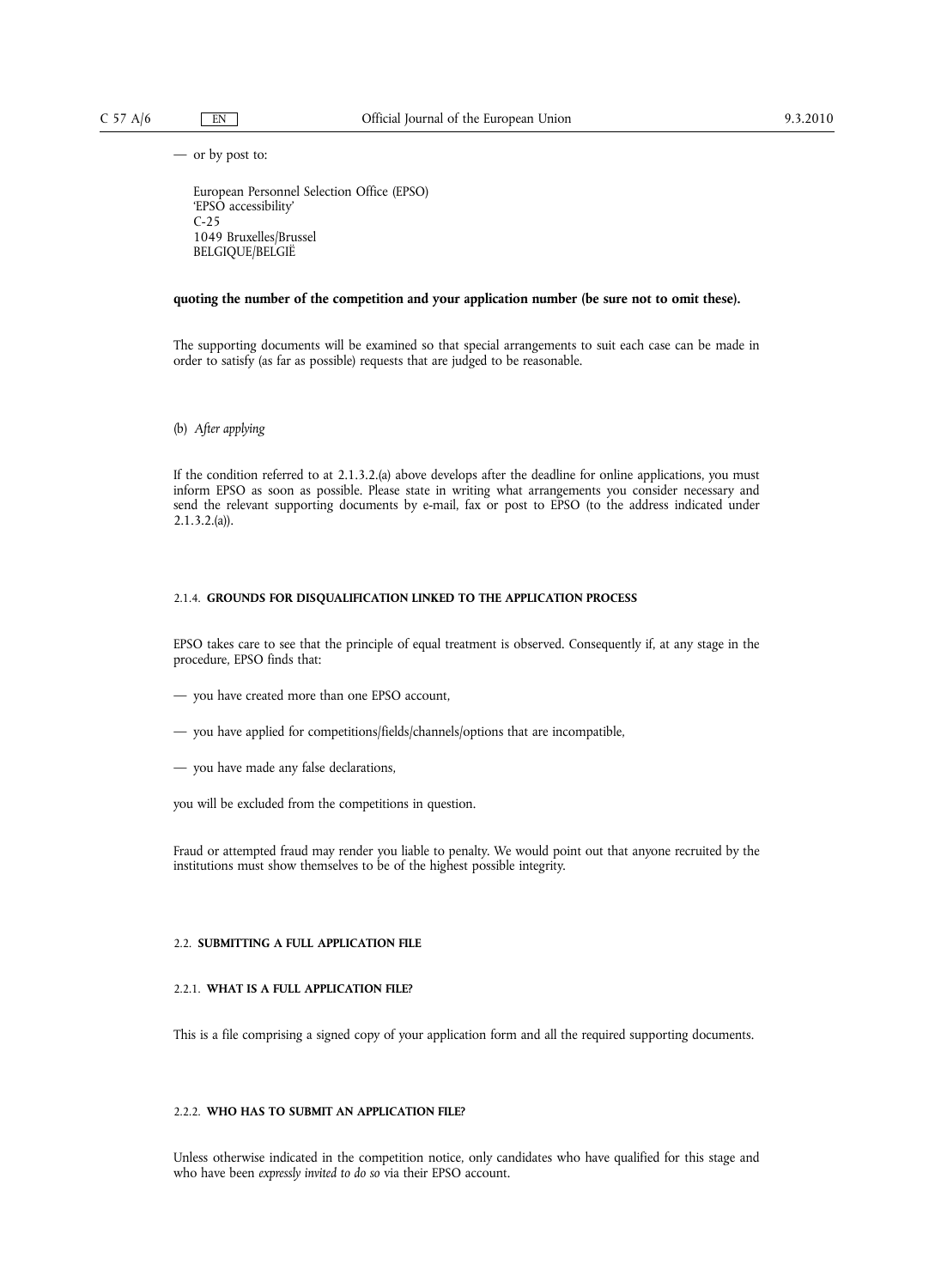— or by post to:

European Personnel Selection Office (EPSO)
'EPSO accessibility'
C-25
1049 Bruxelles/Brussel
BELGIQUE/BELGIË

**quoting the number of the competition and your application number (be sure not to omit these).**

The supporting documents will be examined so that special arrangements to suit each case can be made in order to satisfy (as far as possible) requests that are judged to be reasonable.

(b) *After applying*

If the condition referred to at 2.1.3.2.(a) above develops after the deadline for online applications, you must inform EPSO as soon as possible. Please state in writing what arrangements you consider necessary and send the relevant supporting documents by e-mail, fax or post to EPSO (to the address indicated under 2.1.3.2.(a)).

#### 2.1.4. GROUNDS FOR DISQUALIFICATION LINKED TO THE APPLICATION PROCESS

EPSO takes care to see that the principle of equal treatment is observed. Consequently if, at any stage in the procedure, EPSO finds that:

— you have created more than one EPSO account,

— you have applied for competitions/fields/channels/options that are incompatible,

— you have made any false declarations,

you will be excluded from the competitions in question.

Fraud or attempted fraud may render you liable to penalty. We would point out that anyone recruited by the institutions must show themselves to be of the highest possible integrity.

## 2.2. SUBMITTING A FULL APPLICATION FILE

### 2.2.1. WHAT IS A FULL APPLICATION FILE?

This is a file comprising a signed copy of your application form and all the required supporting documents.

### 2.2.2. WHO HAS TO SUBMIT AN APPLICATION FILE?

Unless otherwise indicated in the competition notice, only candidates who have qualified for this stage and who have been *expressly invited to do so* via their EPSO account.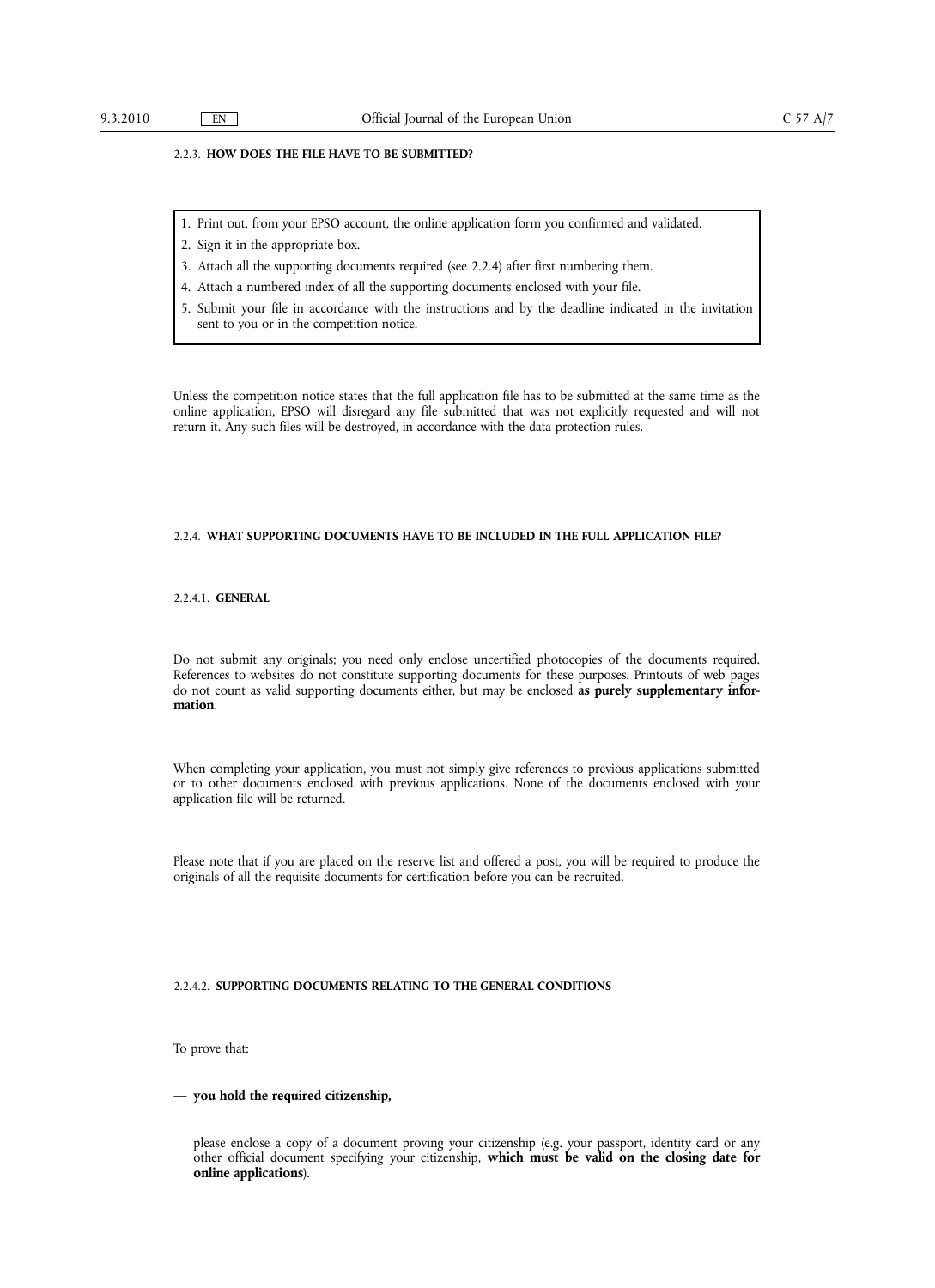### 2.2.3. **HOW DOES THE FILE HAVE TO BE SUBMITTED?**

1. Print out, from your EPSO account, the online application form you confirmed and validated.
2. Sign it in the appropriate box.
3. Attach all the supporting documents required (see 2.2.4) after first numbering them.
4. Attach a numbered index of all the supporting documents enclosed with your file.
5. Submit your file in accordance with the instructions and by the deadline indicated in the invitation sent to you or in the competition notice.

Unless the competition notice states that the full application file has to be submitted at the same time as the online application, EPSO will disregard any file submitted that was not explicitly requested and will not return it. Any such files will be destroyed, in accordance with the data protection rules.

### 2.2.4. **WHAT SUPPORTING DOCUMENTS HAVE TO BE INCLUDED IN THE FULL APPLICATION FILE?**

#### 2.2.4.1. **GENERAL**

Do not submit any originals; you need only enclose uncertified photocopies of the documents required. References to websites do not constitute supporting documents for these purposes. Printouts of web pages do not count as valid supporting documents either, but may be enclosed **as purely supplementary information**.

When completing your application, you must not simply give references to previous applications submitted or to other documents enclosed with previous applications. None of the documents enclosed with your application file will be returned.

Please note that if you are placed on the reserve list and offered a post, you will be required to produce the originals of all the requisite documents for certification before you can be recruited.

#### 2.2.4.2. **SUPPORTING DOCUMENTS RELATING TO THE GENERAL CONDITIONS**

To prove that:

— **you hold the required citizenship,**

please enclose a copy of a document proving your citizenship (e.g. your passport, identity card or any other official document specifying your citizenship, **which must be valid on the closing date for online applications**).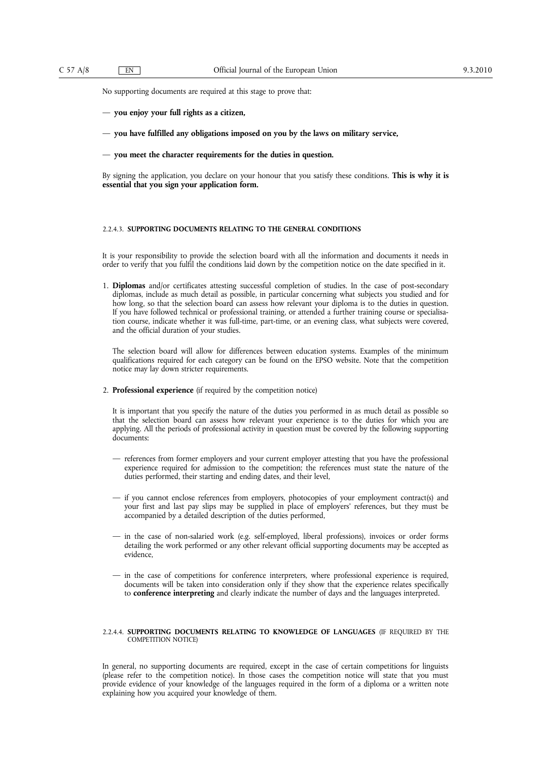No supporting documents are required at this stage to prove that:

— **you enjoy your full rights as a citizen,**

— **you have fulfilled any obligations imposed on you by the laws on military service,**

— **you meet the character requirements for the duties in question.**

By signing the application, you declare on your honour that you satisfy these conditions. **This is why it is essential that you sign your application form.**

#### 2.2.4.3. SUPPORTING DOCUMENTS RELATING TO THE GENERAL CONDITIONS

It is your responsibility to provide the selection board with all the information and documents it needs in order to verify that you fulfil the conditions laid down by the competition notice on the date specified in it.

1. **Diplomas** and/or certificates attesting successful completion of studies. In the case of post-secondary diplomas, include as much detail as possible, in particular concerning what subjects you studied and for how long, so that the selection board can assess how relevant your diploma is to the duties in question. If you have followed technical or professional training, or attended a further training course or specialisation course, indicate whether it was full-time, part-time, or an evening class, what subjects were covered, and the official duration of your studies.

   The selection board will allow for differences between education systems. Examples of the minimum qualifications required for each category can be found on the EPSO website. Note that the competition notice may lay down stricter requirements.

2. **Professional experience** (if required by the competition notice)

   It is important that you specify the nature of the duties you performed in as much detail as possible so that the selection board can assess how relevant your experience is to the duties for which you are applying. All the periods of professional activity in question must be covered by the following supporting documents:

   — references from former employers and your current employer attesting that you have the professional experience required for admission to the competition; the references must state the nature of the duties performed, their starting and ending dates, and their level,

   — if you cannot enclose references from employers, photocopies of your employment contract(s) and your first and last pay slips may be supplied in place of employers' references, but they must be accompanied by a detailed description of the duties performed,

   — in the case of non-salaried work (e.g. self-employed, liberal professions), invoices or order forms detailing the work performed or any other relevant official supporting documents may be accepted as evidence,

   — in the case of competitions for conference interpreters, where professional experience is required, documents will be taken into consideration only if they show that the experience relates specifically to **conference interpreting** and clearly indicate the number of days and the languages interpreted.

#### 2.2.4.4. SUPPORTING DOCUMENTS RELATING TO KNOWLEDGE OF LANGUAGES (IF REQUIRED BY THE COMPETITION NOTICE)

In general, no supporting documents are required, except in the case of certain competitions for linguists (please refer to the competition notice). In those cases the competition notice will state that you must provide evidence of your knowledge of the languages required in the form of a diploma or a written note explaining how you acquired your knowledge of them.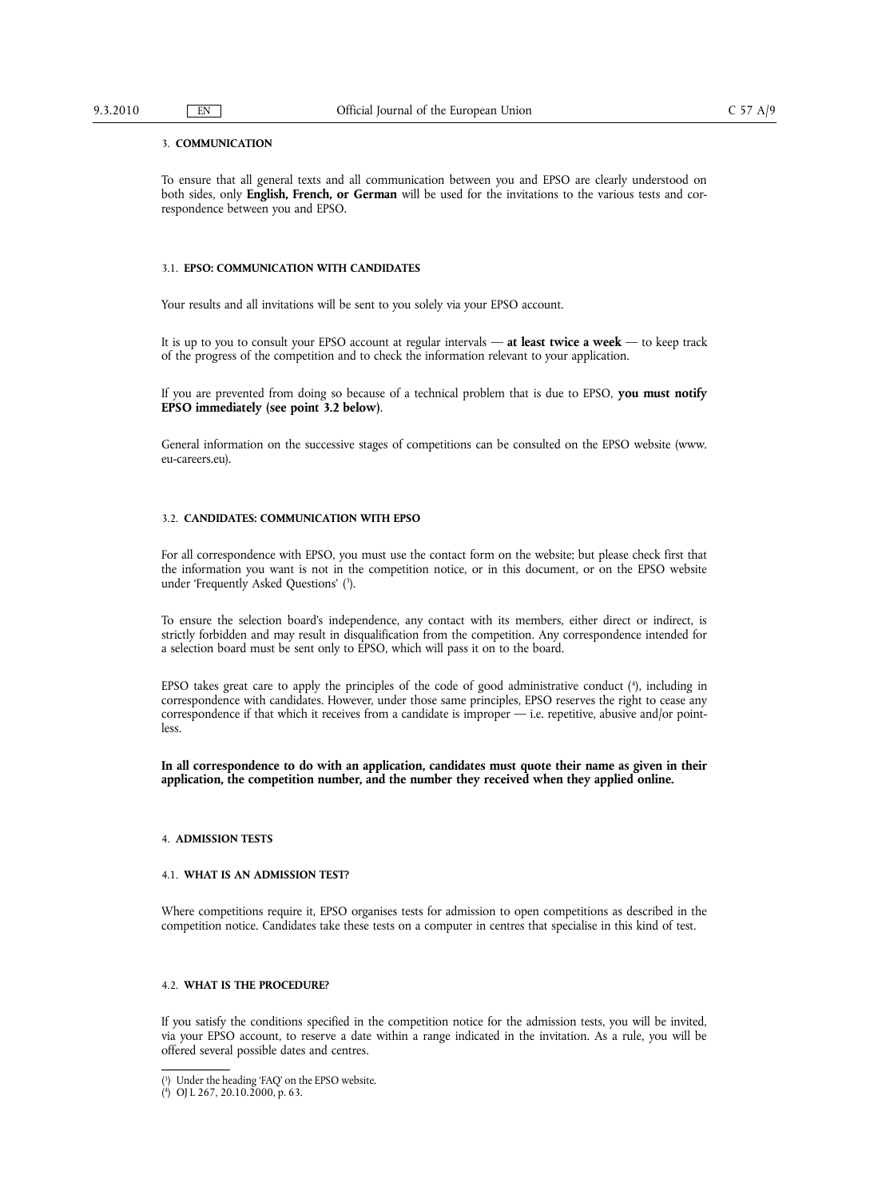## 3. COMMUNICATION

To ensure that all general texts and all communication between you and EPSO are clearly understood on both sides, only **English, French, or German** will be used for the invitations to the various tests and correspondence between you and EPSO.

### 3.1. EPSO: COMMUNICATION WITH CANDIDATES

Your results and all invitations will be sent to you solely via your EPSO account.

It is up to you to consult your EPSO account at regular intervals — **at least twice a week** — to keep track of the progress of the competition and to check the information relevant to your application.

If you are prevented from doing so because of a technical problem that is due to EPSO, **you must notify EPSO immediately (see point 3.2 below)**.

General information on the successive stages of competitions can be consulted on the EPSO website (www.eu-careers.eu).

### 3.2. CANDIDATES: COMMUNICATION WITH EPSO

For all correspondence with EPSO, you must use the contact form on the website; but please check first that the information you want is not in the competition notice, or in this document, or on the EPSO website under 'Frequently Asked Questions' [3].

To ensure the selection board's independence, any contact with its members, either direct or indirect, is strictly forbidden and may result in disqualification from the competition. Any correspondence intended for a selection board must be sent only to EPSO, which will pass it on to the board.

EPSO takes great care to apply the principles of the code of good administrative conduct [4], including in correspondence with candidates. However, under those same principles, EPSO reserves the right to cease any correspondence if that which it receives from a candidate is improper — i.e. repetitive, abusive and/or pointless.

**In all correspondence to do with an application, candidates must quote their name as given in their application, the competition number, and the number they received when they applied online.**

## 4. ADMISSION TESTS

### 4.1. WHAT IS AN ADMISSION TEST?

Where competitions require it, EPSO organises tests for admission to open competitions as described in the competition notice. Candidates take these tests on a computer in centres that specialise in this kind of test.

### 4.2. WHAT IS THE PROCEDURE?

If you satisfy the conditions specified in the competition notice for the admission tests, you will be invited, via your EPSO account, to reserve a date within a range indicated in the invitation. As a rule, you will be offered several possible dates and centres.

---

[3] Under the heading 'FAQ' on the EPSO website.

[4] OJ L 267, 20.10.2000, p. 63.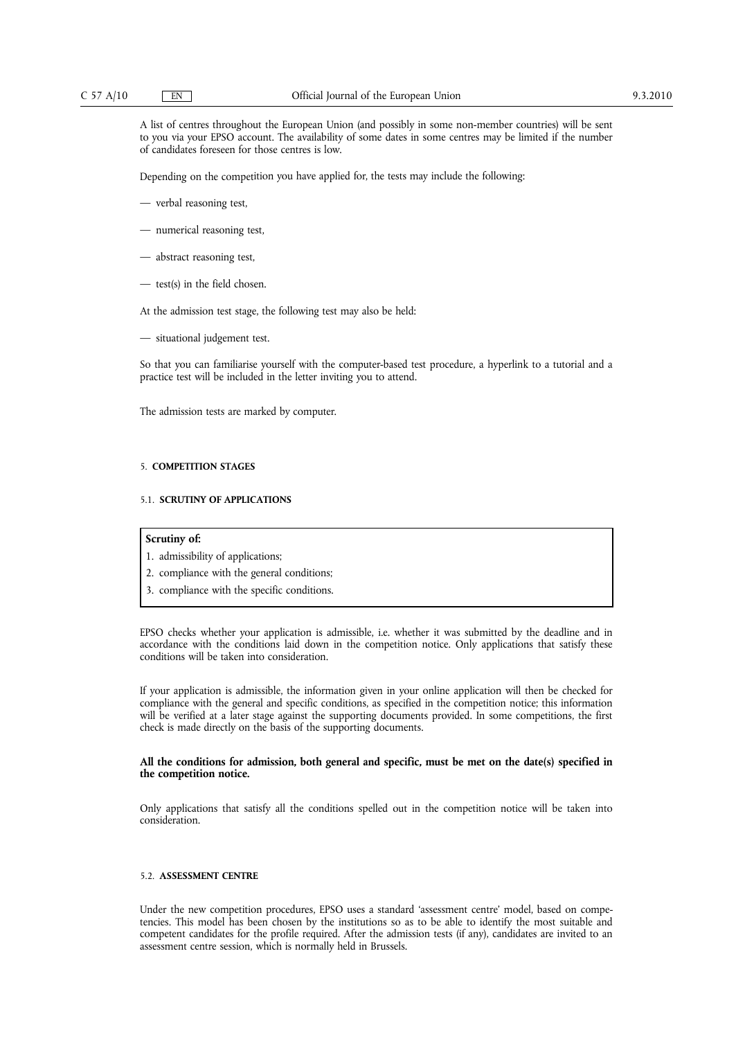A list of centres throughout the European Union (and possibly in some non-member countries) will be sent to you via your EPSO account. The availability of some dates in some centres may be limited if the number of candidates foreseen for those centres is low.

Depending on the competition you have applied for, the tests may include the following:

— verbal reasoning test,

— numerical reasoning test,

— abstract reasoning test,

— test(s) in the field chosen.

At the admission test stage, the following test may also be held:

— situational judgement test.

So that you can familiarise yourself with the computer-based test procedure, a hyperlink to a tutorial and a practice test will be included in the letter inviting you to attend.

The admission tests are marked by computer.

## 5. COMPETITION STAGES

### 5.1. SCRUTINY OF APPLICATIONS

| **Scrutiny of:** |
|---|
| 1. admissibility of applications; |
| 2. compliance with the general conditions; |
| 3. compliance with the specific conditions. |

EPSO checks whether your application is admissible, i.e. whether it was submitted by the deadline and in accordance with the conditions laid down in the competition notice. Only applications that satisfy these conditions will be taken into consideration.

If your application is admissible, the information given in your online application will then be checked for compliance with the general and specific conditions, as specified in the competition notice; this information will be verified at a later stage against the supporting documents provided. In some competitions, the first check is made directly on the basis of the supporting documents.

**All the conditions for admission, both general and specific, must be met on the date(s) specified in the competition notice.**

Only applications that satisfy all the conditions spelled out in the competition notice will be taken into consideration.

### 5.2. ASSESSMENT CENTRE

Under the new competition procedures, EPSO uses a standard 'assessment centre' model, based on competencies. This model has been chosen by the institutions so as to be able to identify the most suitable and competent candidates for the profile required. After the admission tests (if any), candidates are invited to an assessment centre session, which is normally held in Brussels.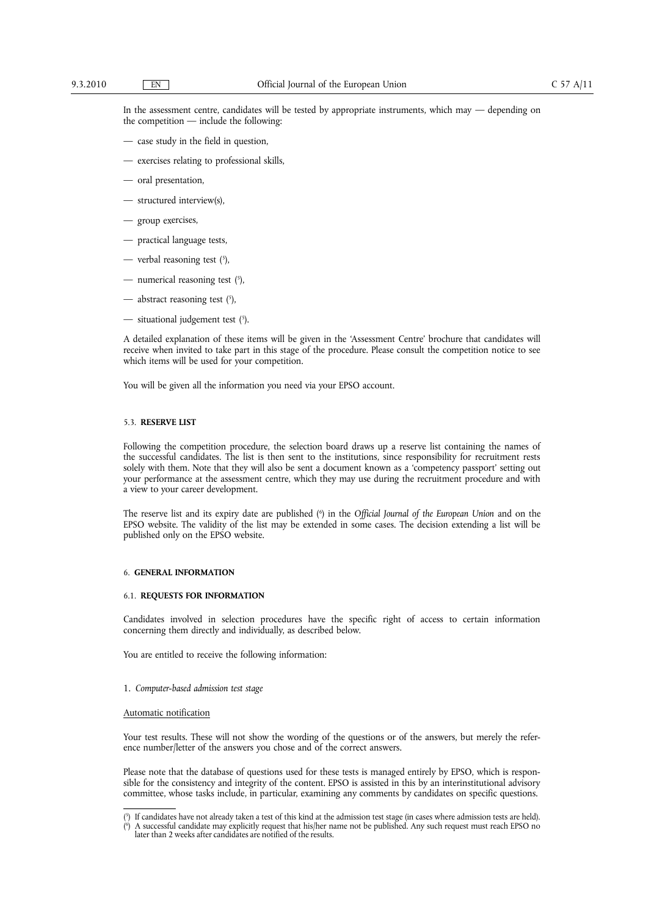In the assessment centre, candidates will be tested by appropriate instruments, which may — depending on the competition — include the following:

— case study in the field in question,

— exercises relating to professional skills,

— oral presentation,

— structured interview(s),

— group exercises,

— practical language tests,

— verbal reasoning test [5],

— numerical reasoning test [5],

— abstract reasoning test [5],

— situational judgement test [5].

A detailed explanation of these items will be given in the 'Assessment Centre' brochure that candidates will receive when invited to take part in this stage of the procedure. Please consult the competition notice to see which items will be used for your competition.

You will be given all the information you need via your EPSO account.

### 5.3. RESERVE LIST

Following the competition procedure, the selection board draws up a reserve list containing the names of the successful candidates. The list is then sent to the institutions, since responsibility for recruitment rests solely with them. Note that they will also be sent a document known as a 'competency passport' setting out your performance at the assessment centre, which they may use during the recruitment procedure and with a view to your career development.

The reserve list and its expiry date are published [6] in the *Official Journal of the European Union* and on the EPSO website. The validity of the list may be extended in some cases. The decision extending a list will be published only on the EPSO website.

## 6. GENERAL INFORMATION

### 6.1. REQUESTS FOR INFORMATION

Candidates involved in selection procedures have the specific right of access to certain information concerning them directly and individually, as described below.

You are entitled to receive the following information:

1. *Computer-based admission test stage*

Automatic notification

Your test results. These will not show the wording of the questions or of the answers, but merely the reference number/letter of the answers you chose and of the correct answers.

Please note that the database of questions used for these tests is managed entirely by EPSO, which is responsible for the consistency and integrity of the content. EPSO is assisted in this by an interinstitutional advisory committee, whose tasks include, in particular, examining any comments by candidates on specific questions.

---

[5] If candidates have not already taken a test of this kind at the admission test stage (in cases where admission tests are held).

[6] A successful candidate may explicitly request that his/her name not be published. Any such request must reach EPSO no later than 2 weeks after candidates are notified of the results.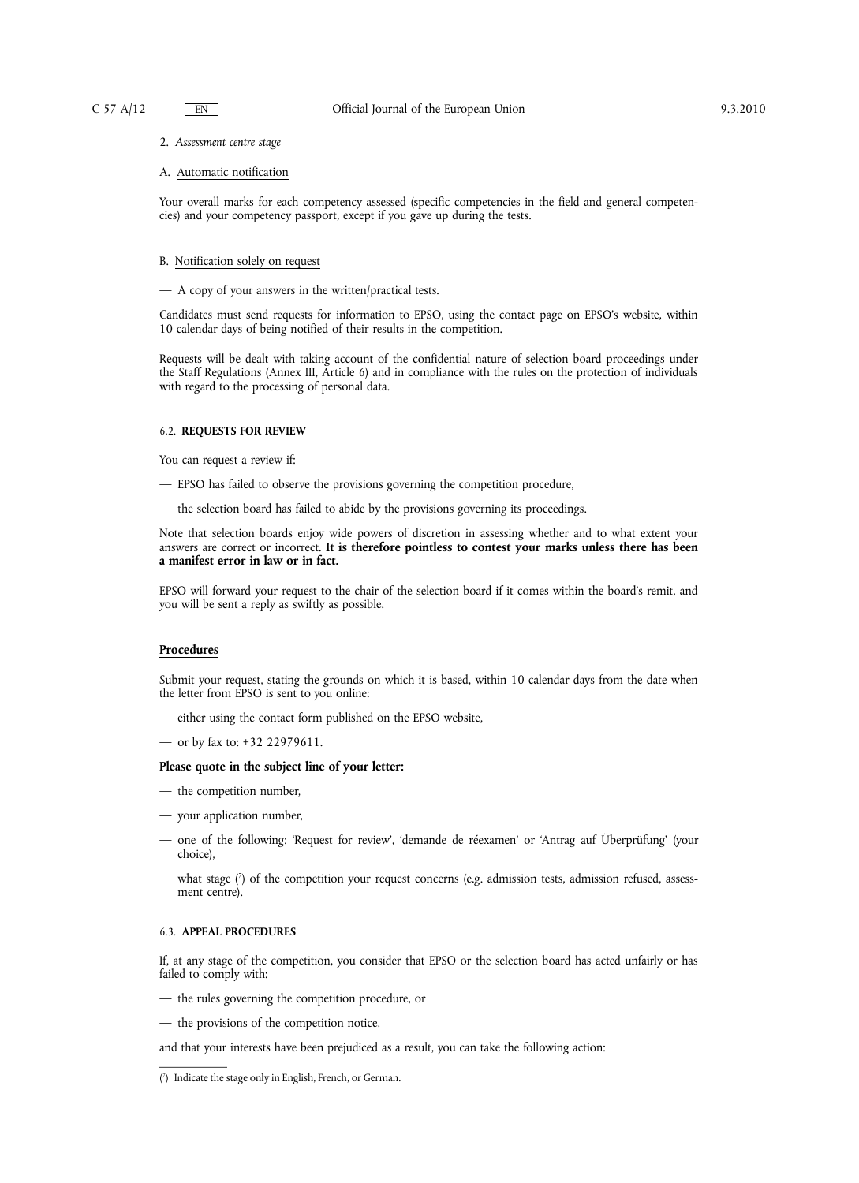2. *Assessment centre stage*

A. Automatic notification

Your overall marks for each competency assessed (specific competencies in the field and general competencies) and your competency passport, except if you gave up during the tests.

B. Notification solely on request

— A copy of your answers in the written/practical tests.

Candidates must send requests for information to EPSO, using the contact page on EPSO's website, within 10 calendar days of being notified of their results in the competition.

Requests will be dealt with taking account of the confidential nature of selection board proceedings under the Staff Regulations (Annex III, Article 6) and in compliance with the rules on the protection of individuals with regard to the processing of personal data.

### 6.2. REQUESTS FOR REVIEW

You can request a review if:

— EPSO has failed to observe the provisions governing the competition procedure,

— the selection board has failed to abide by the provisions governing its proceedings.

Note that selection boards enjoy wide powers of discretion in assessing whether and to what extent your answers are correct or incorrect. **It is therefore pointless to contest your marks unless there has been a manifest error in law or in fact.**

EPSO will forward your request to the chair of the selection board if it comes within the board's remit, and you will be sent a reply as swiftly as possible.

**Procedures**

Submit your request, stating the grounds on which it is based, within 10 calendar days from the date when the letter from EPSO is sent to you online:

— either using the contact form published on the EPSO website,

— or by fax to: +32 22979611.

**Please quote in the subject line of your letter:**

— the competition number,

— your application number,

— one of the following: 'Request for review', 'demande de réexamen' or 'Antrag auf Überprüfung' (your choice),

— what stage (*) of the competition your request concerns (e.g. admission tests, admission refused, assessment centre).

### 6.3. APPEAL PROCEDURES

If, at any stage of the competition, you consider that EPSO or the selection board has acted unfairly or has failed to comply with:

— the rules governing the competition procedure, or

— the provisions of the competition notice,

and that your interests have been prejudiced as a result, you can take the following action:

(*) Indicate the stage only in English, French, or German.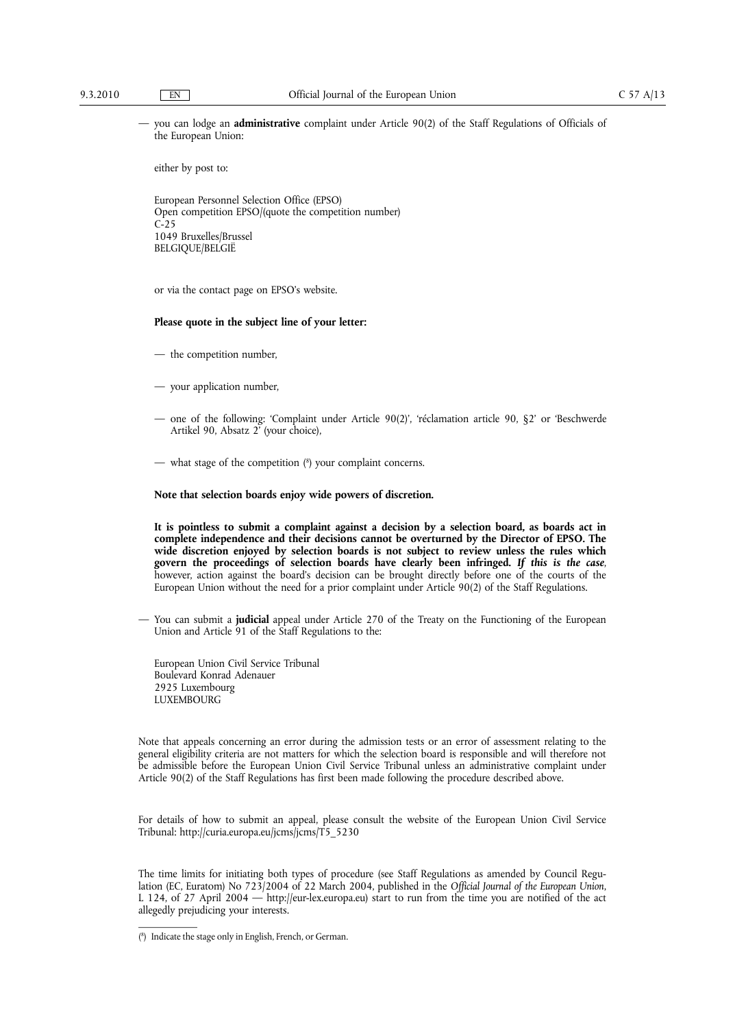— you can lodge an **administrative** complaint under Article 90(2) of the Staff Regulations of Officials of the European Union:

either by post to:

European Personnel Selection Office (EPSO)
Open competition EPSO/(quote the competition number)
C-25
1049 Bruxelles/Brussel
BELGIQUE/BELGIË

or via the contact page on EPSO's website.

**Please quote in the subject line of your letter:**

— the competition number,

— your application number,

— one of the following: 'Complaint under Article 90(2)', 'réclamation article 90, §2' or 'Beschwerde Artikel 90, Absatz 2' (your choice),

— what stage of the competition [8] your complaint concerns.

**Note that selection boards enjoy wide powers of discretion.**

**It is pointless to submit a complaint against a decision by a selection board, as boards act in complete independence and their decisions cannot be overturned by the Director of EPSO. The wide discretion enjoyed by selection boards is not subject to review unless the rules which govern the proceedings of selection boards have clearly been infringed.** ***If this is the case***, however, action against the board's decision can be brought directly before one of the courts of the European Union without the need for a prior complaint under Article 90(2) of the Staff Regulations.

— You can submit a **judicial** appeal under Article 270 of the Treaty on the Functioning of the European Union and Article 91 of the Staff Regulations to the:

European Union Civil Service Tribunal
Boulevard Konrad Adenauer
2925 Luxembourg
LUXEMBOURG

Note that appeals concerning an error during the admission tests or an error of assessment relating to the general eligibility criteria are not matters for which the selection board is responsible and will therefore not be admissible before the European Union Civil Service Tribunal unless an administrative complaint under Article 90(2) of the Staff Regulations has first been made following the procedure described above.

For details of how to submit an appeal, please consult the website of the European Union Civil Service Tribunal: http://curia.europa.eu/jcms/jcms/T5_5230

The time limits for initiating both types of procedure (see Staff Regulations as amended by Council Regulation (EC, Euratom) No 723/2004 of 22 March 2004, published in the *Official Journal of the European Union*, L 124, of 27 April 2004 — http://eur-lex.europa.eu) start to run from the time you are notified of the act allegedly prejudicing your interests.

---

[8] Indicate the stage only in English, French, or German.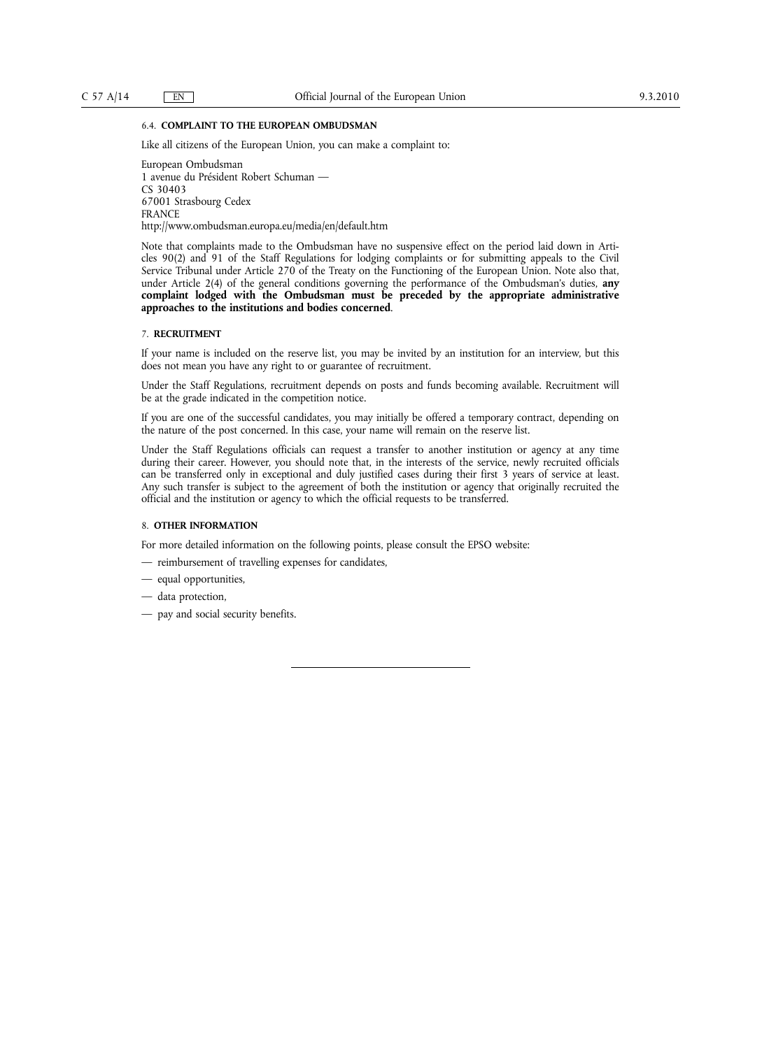### 6.4. **COMPLAINT TO THE EUROPEAN OMBUDSMAN**

Like all citizens of the European Union, you can make a complaint to:

European Ombudsman
1 avenue du Président Robert Schuman —
CS 30403
67001 Strasbourg Cedex
FRANCE
http://www.ombudsman.europa.eu/media/en/default.htm

Note that complaints made to the Ombudsman have no suspensive effect on the period laid down in Articles 90(2) and 91 of the Staff Regulations for lodging complaints or for submitting appeals to the Civil Service Tribunal under Article 270 of the Treaty on the Functioning of the European Union. Note also that, under Article 2(4) of the general conditions governing the performance of the Ombudsman's duties, **any complaint lodged with the Ombudsman must be preceded by the appropriate administrative approaches to the institutions and bodies concerned**.

## 7. **RECRUITMENT**

If your name is included on the reserve list, you may be invited by an institution for an interview, but this does not mean you have any right to or guarantee of recruitment.

Under the Staff Regulations, recruitment depends on posts and funds becoming available. Recruitment will be at the grade indicated in the competition notice.

If you are one of the successful candidates, you may initially be offered a temporary contract, depending on the nature of the post concerned. In this case, your name will remain on the reserve list.

Under the Staff Regulations officials can request a transfer to another institution or agency at any time during their career. However, you should note that, in the interests of the service, newly recruited officials can be transferred only in exceptional and duly justified cases during their first 3 years of service at least. Any such transfer is subject to the agreement of both the institution or agency that originally recruited the official and the institution or agency to which the official requests to be transferred.

## 8. **OTHER INFORMATION**

For more detailed information on the following points, please consult the EPSO website:

- reimbursement of travelling expenses for candidates,
- equal opportunities,
- data protection,
- pay and social security benefits.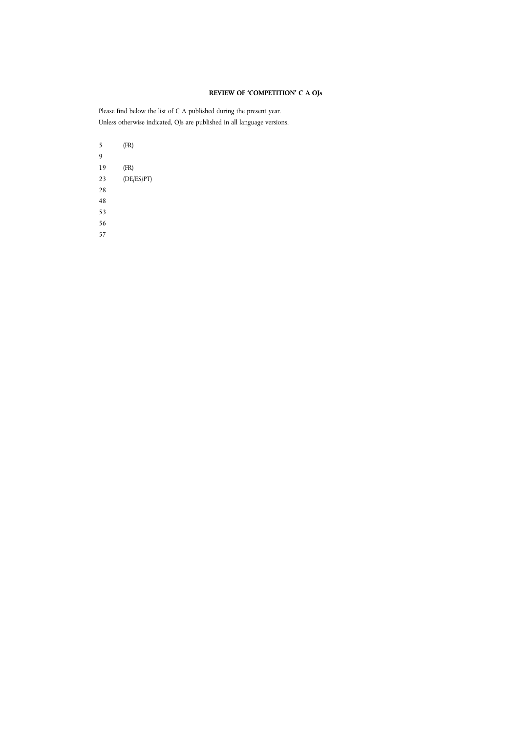**REVIEW OF 'COMPETITION' C A OJs**

Please find below the list of C A published during the present year.
Unless otherwise indicated, OJs are published in all language versions.

| | |
|---|---|
| 5 | (FR) |
| 9 | |
| 19 | (FR) |
| 23 | (DE/ES/PT) |
| 28 | |
| 48 | |
| 53 | |
| 56 | |
| 57 | |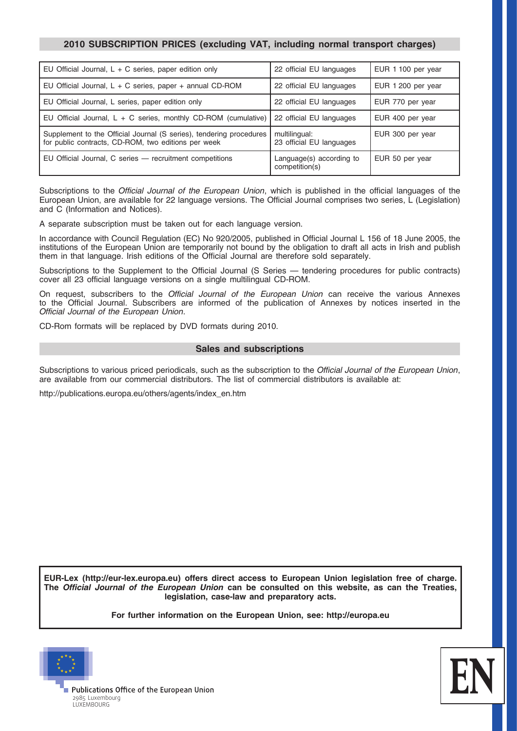## 2010 SUBSCRIPTION PRICES (excluding VAT, including normal transport charges)

| | | |
|---|---|---|
| EU Official Journal, L + C series, paper edition only | 22 official EU languages | EUR 1 100 per year |
| EU Official Journal, L + C series, paper + annual CD-ROM | 22 official EU languages | EUR 1 200 per year |
| EU Official Journal, L series, paper edition only | 22 official EU languages | EUR 770 per year |
| EU Official Journal, L + C series, monthly CD-ROM (cumulative) | 22 official EU languages | EUR 400 per year |
| Supplement to the Official Journal (S series), tendering procedures for public contracts, CD-ROM, two editions per week | multilingual: 23 official EU languages | EUR 300 per year |
| EU Official Journal, C series — recruitment competitions | Language(s) according to competition(s) | EUR 50 per year |

Subscriptions to the *Official Journal of the European Union*, which is published in the official languages of the European Union, are available for 22 language versions. The Official Journal comprises two series, L (Legislation) and C (Information and Notices).

A separate subscription must be taken out for each language version.

In accordance with Council Regulation (EC) No 920/2005, published in Official Journal L 156 of 18 June 2005, the institutions of the European Union are temporarily not bound by the obligation to draft all acts in Irish and publish them in that language. Irish editions of the Official Journal are therefore sold separately.

Subscriptions to the Supplement to the Official Journal (S Series — tendering procedures for public contracts) cover all 23 official language versions on a single multilingual CD-ROM.

On request, subscribers to the *Official Journal of the European Union* can receive the various Annexes to the Official Journal. Subscribers are informed of the publication of Annexes by notices inserted in the *Official Journal of the European Union*.

CD-Rom formats will be replaced by DVD formats during 2010.

## Sales and subscriptions

Subscriptions to various priced periodicals, such as the subscription to the *Official Journal of the European Union*, are available from our commercial distributors. The list of commercial distributors is available at:

http://publications.europa.eu/others/agents/index_en.htm

**EUR-Lex (http://eur-lex.europa.eu) offers direct access to European Union legislation free of charge. The *Official Journal of the European Union* can be consulted on this website, as can the Treaties, legislation, case-law and preparatory acts.**

**For further information on the European Union, see: http://europa.eu**

Publications Office of the European Union
2985 Luxembourg
LUXEMBOURG

EN